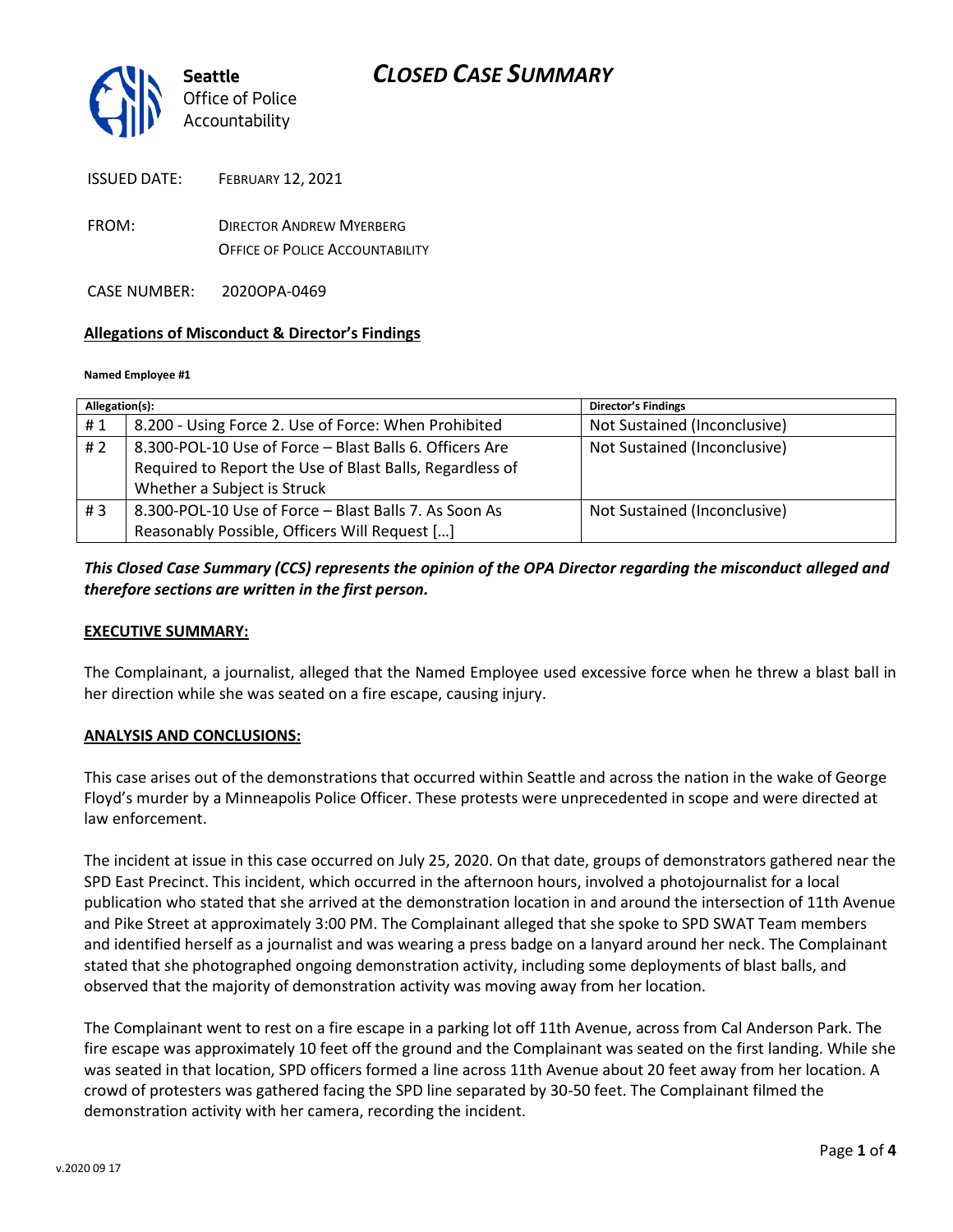# CLOSED CASE SUMMARY

Seattle Office of Police Accountability

ISSUED DATE: FEBRUARY 12, 2021

FROM: DIRECTOR ANDREW MYERBERG
OFFICE OF POLICE ACCOUNTABILITY

CASE NUMBER: 2020OPA-0469

**Allegations of Misconduct & Director's Findings**

**Named Employee #1**

| Allegation(s): | | Director's Findings |
|---|---|---|
| # 1 | 8.200 - Using Force 2. Use of Force: When Prohibited | Not Sustained (Inconclusive) |
| # 2 | 8.300-POL-10 Use of Force – Blast Balls 6. Officers Are Required to Report the Use of Blast Balls, Regardless of Whether a Subject is Struck | Not Sustained (Inconclusive) |
| # 3 | 8.300-POL-10 Use of Force – Blast Balls 7. As Soon As Reasonably Possible, Officers Will Request […] | Not Sustained (Inconclusive) |

***This Closed Case Summary (CCS) represents the opinion of the OPA Director regarding the misconduct alleged and therefore sections are written in the first person.***

**EXECUTIVE SUMMARY:**

The Complainant, a journalist, alleged that the Named Employee used excessive force when he threw a blast ball in her direction while she was seated on a fire escape, causing injury.

**ANALYSIS AND CONCLUSIONS:**

This case arises out of the demonstrations that occurred within Seattle and across the nation in the wake of George Floyd's murder by a Minneapolis Police Officer. These protests were unprecedented in scope and were directed at law enforcement.

The incident at issue in this case occurred on July 25, 2020. On that date, groups of demonstrators gathered near the SPD East Precinct. This incident, which occurred in the afternoon hours, involved a photojournalist for a local publication who stated that she arrived at the demonstration location in and around the intersection of 11th Avenue and Pike Street at approximately 3:00 PM. The Complainant alleged that she spoke to SPD SWAT Team members and identified herself as a journalist and was wearing a press badge on a lanyard around her neck. The Complainant stated that she photographed ongoing demonstration activity, including some deployments of blast balls, and observed that the majority of demonstration activity was moving away from her location.

The Complainant went to rest on a fire escape in a parking lot off 11th Avenue, across from Cal Anderson Park. The fire escape was approximately 10 feet off the ground and the Complainant was seated on the first landing. While she was seated in that location, SPD officers formed a line across 11th Avenue about 20 feet away from her location. A crowd of protesters was gathered facing the SPD line separated by 30-50 feet. The Complainant filmed the demonstration activity with her camera, recording the incident.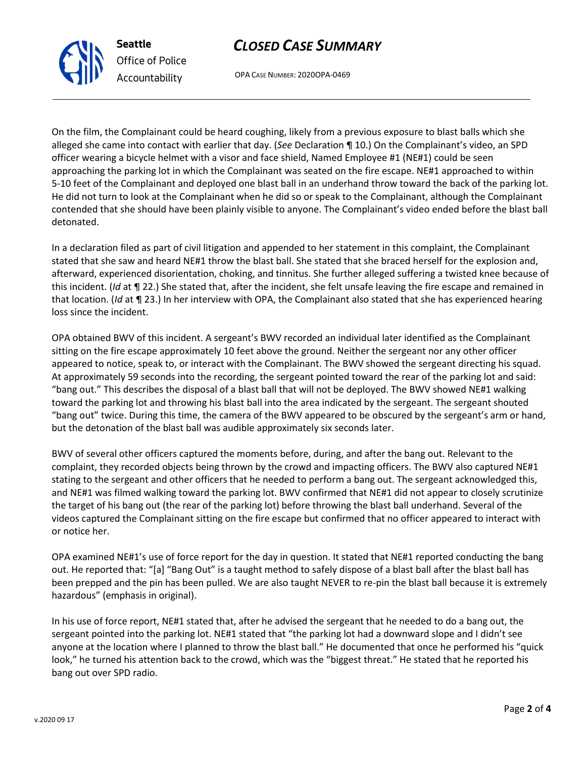On the film, the Complainant could be heard coughing, likely from a previous exposure to blast balls which she alleged she came into contact with earlier that day. (*See* Declaration ¶ 10.) On the Complainant's video, an SPD officer wearing a bicycle helmet with a visor and face shield, Named Employee #1 (NE#1) could be seen approaching the parking lot in which the Complainant was seated on the fire escape. NE#1 approached to within 5-10 feet of the Complainant and deployed one blast ball in an underhand throw toward the back of the parking lot. He did not turn to look at the Complainant when he did so or speak to the Complainant, although the Complainant contended that she should have been plainly visible to anyone. The Complainant's video ended before the blast ball detonated.

In a declaration filed as part of civil litigation and appended to her statement in this complaint, the Complainant stated that she saw and heard NE#1 throw the blast ball. She stated that she braced herself for the explosion and, afterward, experienced disorientation, choking, and tinnitus. She further alleged suffering a twisted knee because of this incident. (*Id* at ¶ 22.) She stated that, after the incident, she felt unsafe leaving the fire escape and remained in that location. (*Id* at ¶ 23.) In her interview with OPA, the Complainant also stated that she has experienced hearing loss since the incident.

OPA obtained BWV of this incident. A sergeant's BWV recorded an individual later identified as the Complainant sitting on the fire escape approximately 10 feet above the ground. Neither the sergeant nor any other officer appeared to notice, speak to, or interact with the Complainant. The BWV showed the sergeant directing his squad. At approximately 59 seconds into the recording, the sergeant pointed toward the rear of the parking lot and said: "bang out." This describes the disposal of a blast ball that will not be deployed. The BWV showed NE#1 walking toward the parking lot and throwing his blast ball into the area indicated by the sergeant. The sergeant shouted "bang out" twice. During this time, the camera of the BWV appeared to be obscured by the sergeant's arm or hand, but the detonation of the blast ball was audible approximately six seconds later.

BWV of several other officers captured the moments before, during, and after the bang out. Relevant to the complaint, they recorded objects being thrown by the crowd and impacting officers. The BWV also captured NE#1 stating to the sergeant and other officers that he needed to perform a bang out. The sergeant acknowledged this, and NE#1 was filmed walking toward the parking lot. BWV confirmed that NE#1 did not appear to closely scrutinize the target of his bang out (the rear of the parking lot) before throwing the blast ball underhand. Several of the videos captured the Complainant sitting on the fire escape but confirmed that no officer appeared to interact with or notice her.

OPA examined NE#1's use of force report for the day in question. It stated that NE#1 reported conducting the bang out. He reported that: "[a] "Bang Out" is a taught method to safely dispose of a blast ball after the blast ball has been prepped and the pin has been pulled. We are also taught NEVER to re-pin the blast ball because it is extremely hazardous" (emphasis in original).

In his use of force report, NE#1 stated that, after he advised the sergeant that he needed to do a bang out, the sergeant pointed into the parking lot. NE#1 stated that "the parking lot had a downward slope and I didn't see anyone at the location where I planned to throw the blast ball." He documented that once he performed his "quick look," he turned his attention back to the crowd, which was the "biggest threat." He stated that he reported his bang out over SPD radio.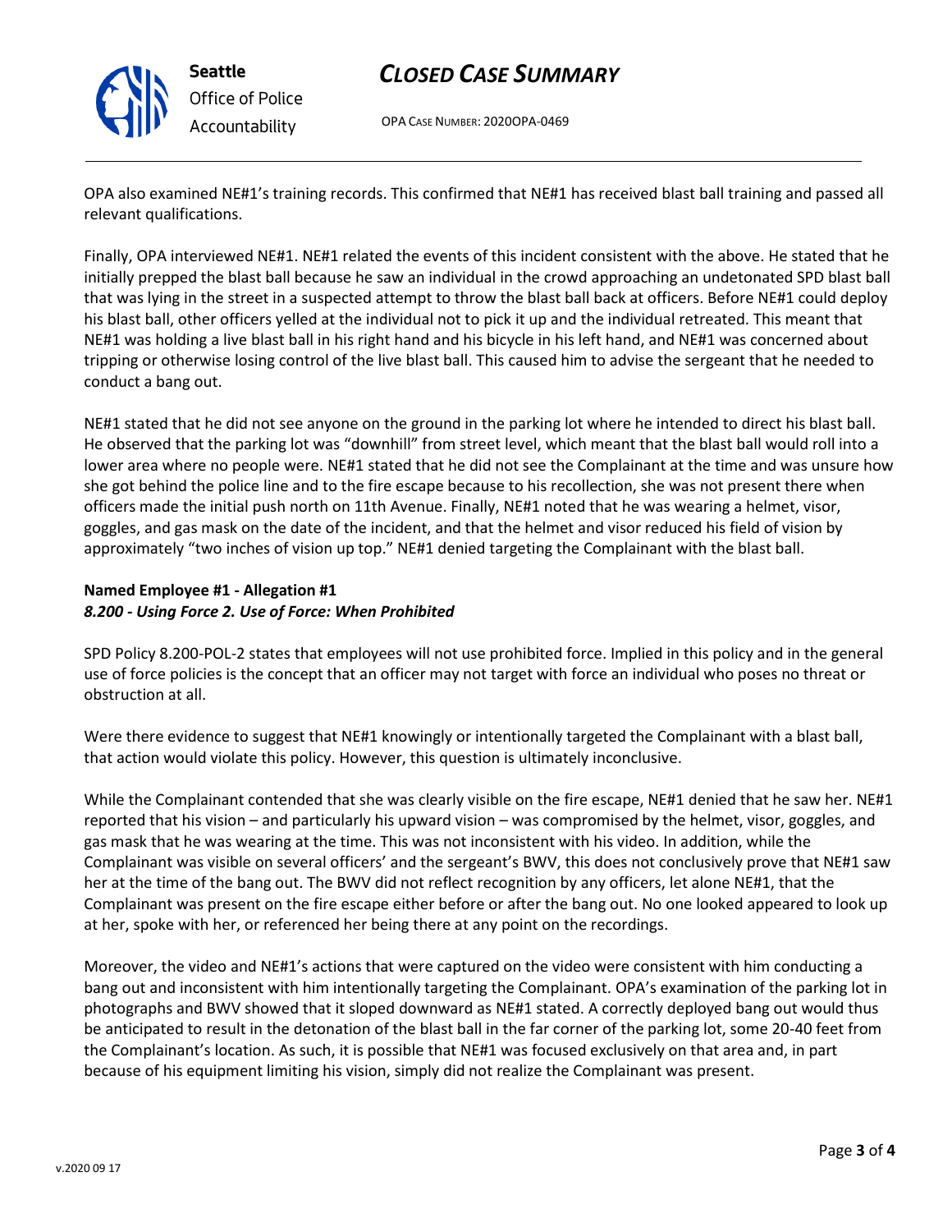OPA also examined NE#1's training records. This confirmed that NE#1 has received blast ball training and passed all relevant qualifications.

Finally, OPA interviewed NE#1. NE#1 related the events of this incident consistent with the above. He stated that he initially prepped the blast ball because he saw an individual in the crowd approaching an undetonated SPD blast ball that was lying in the street in a suspected attempt to throw the blast ball back at officers. Before NE#1 could deploy his blast ball, other officers yelled at the individual not to pick it up and the individual retreated. This meant that NE#1 was holding a live blast ball in his right hand and his bicycle in his left hand, and NE#1 was concerned about tripping or otherwise losing control of the live blast ball. This caused him to advise the sergeant that he needed to conduct a bang out.

NE#1 stated that he did not see anyone on the ground in the parking lot where he intended to direct his blast ball. He observed that the parking lot was "downhill" from street level, which meant that the blast ball would roll into a lower area where no people were. NE#1 stated that he did not see the Complainant at the time and was unsure how she got behind the police line and to the fire escape because to his recollection, she was not present there when officers made the initial push north on 11th Avenue. Finally, NE#1 noted that he was wearing a helmet, visor, goggles, and gas mask on the date of the incident, and that the helmet and visor reduced his field of vision by approximately "two inches of vision up top." NE#1 denied targeting the Complainant with the blast ball.

**Named Employee #1 - Allegation #1**
***8.200 - Using Force 2. Use of Force: When Prohibited***

SPD Policy 8.200-POL-2 states that employees will not use prohibited force. Implied in this policy and in the general use of force policies is the concept that an officer may not target with force an individual who poses no threat or obstruction at all.

Were there evidence to suggest that NE#1 knowingly or intentionally targeted the Complainant with a blast ball, that action would violate this policy. However, this question is ultimately inconclusive.

While the Complainant contended that she was clearly visible on the fire escape, NE#1 denied that he saw her. NE#1 reported that his vision – and particularly his upward vision – was compromised by the helmet, visor, goggles, and gas mask that he was wearing at the time. This was not inconsistent with his video. In addition, while the Complainant was visible on several officers' and the sergeant's BWV, this does not conclusively prove that NE#1 saw her at the time of the bang out. The BWV did not reflect recognition by any officers, let alone NE#1, that the Complainant was present on the fire escape either before or after the bang out. No one looked appeared to look up at her, spoke with her, or referenced her being there at any point on the recordings.

Moreover, the video and NE#1's actions that were captured on the video were consistent with him conducting a bang out and inconsistent with him intentionally targeting the Complainant. OPA's examination of the parking lot in photographs and BWV showed that it sloped downward as NE#1 stated. A correctly deployed bang out would thus be anticipated to result in the detonation of the blast ball in the far corner of the parking lot, some 20-40 feet from the Complainant's location. As such, it is possible that NE#1 was focused exclusively on that area and, in part because of his equipment limiting his vision, simply did not realize the Complainant was present.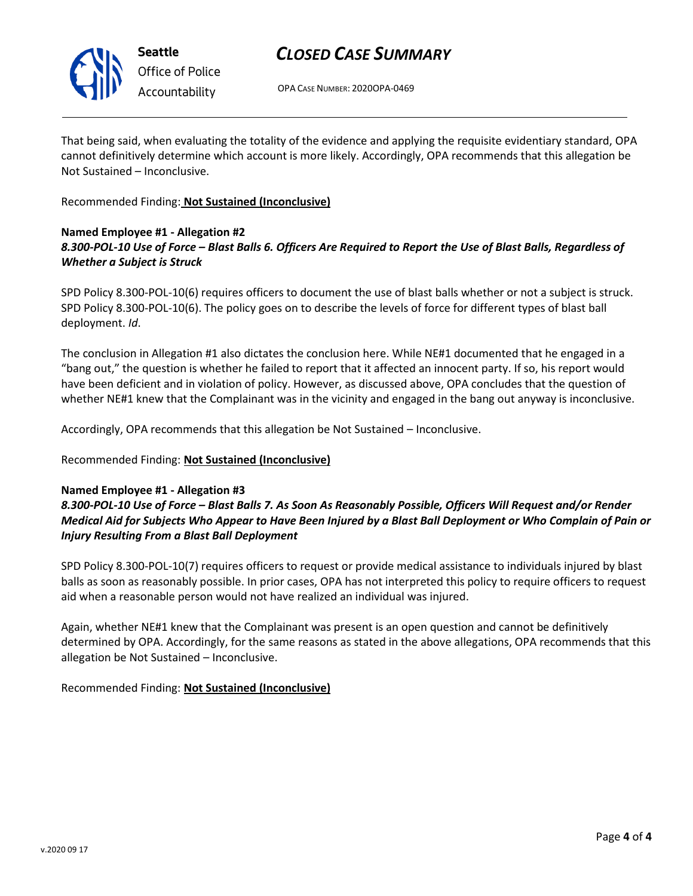That being said, when evaluating the totality of the evidence and applying the requisite evidentiary standard, OPA cannot definitively determine which account is more likely. Accordingly, OPA recommends that this allegation be Not Sustained – Inconclusive.

Recommended Finding: **Not Sustained (Inconclusive)**

**Named Employee #1 - Allegation #2**
***8.300-POL-10 Use of Force – Blast Balls 6. Officers Are Required to Report the Use of Blast Balls, Regardless of Whether a Subject is Struck***

SPD Policy 8.300-POL-10(6) requires officers to document the use of blast balls whether or not a subject is struck. SPD Policy 8.300-POL-10(6). The policy goes on to describe the levels of force for different types of blast ball deployment. *Id*.

The conclusion in Allegation #1 also dictates the conclusion here. While NE#1 documented that he engaged in a "bang out," the question is whether he failed to report that it affected an innocent party. If so, his report would have been deficient and in violation of policy. However, as discussed above, OPA concludes that the question of whether NE#1 knew that the Complainant was in the vicinity and engaged in the bang out anyway is inconclusive.

Accordingly, OPA recommends that this allegation be Not Sustained – Inconclusive.

Recommended Finding: **Not Sustained (Inconclusive)**

**Named Employee #1 - Allegation #3**
***8.300-POL-10 Use of Force – Blast Balls 7. As Soon As Reasonably Possible, Officers Will Request and/or Render Medical Aid for Subjects Who Appear to Have Been Injured by a Blast Ball Deployment or Who Complain of Pain or Injury Resulting From a Blast Ball Deployment***

SPD Policy 8.300-POL-10(7) requires officers to request or provide medical assistance to individuals injured by blast balls as soon as reasonably possible. In prior cases, OPA has not interpreted this policy to require officers to request aid when a reasonable person would not have realized an individual was injured.

Again, whether NE#1 knew that the Complainant was present is an open question and cannot be definitively determined by OPA. Accordingly, for the same reasons as stated in the above allegations, OPA recommends that this allegation be Not Sustained – Inconclusive.

Recommended Finding: **Not Sustained (Inconclusive)**